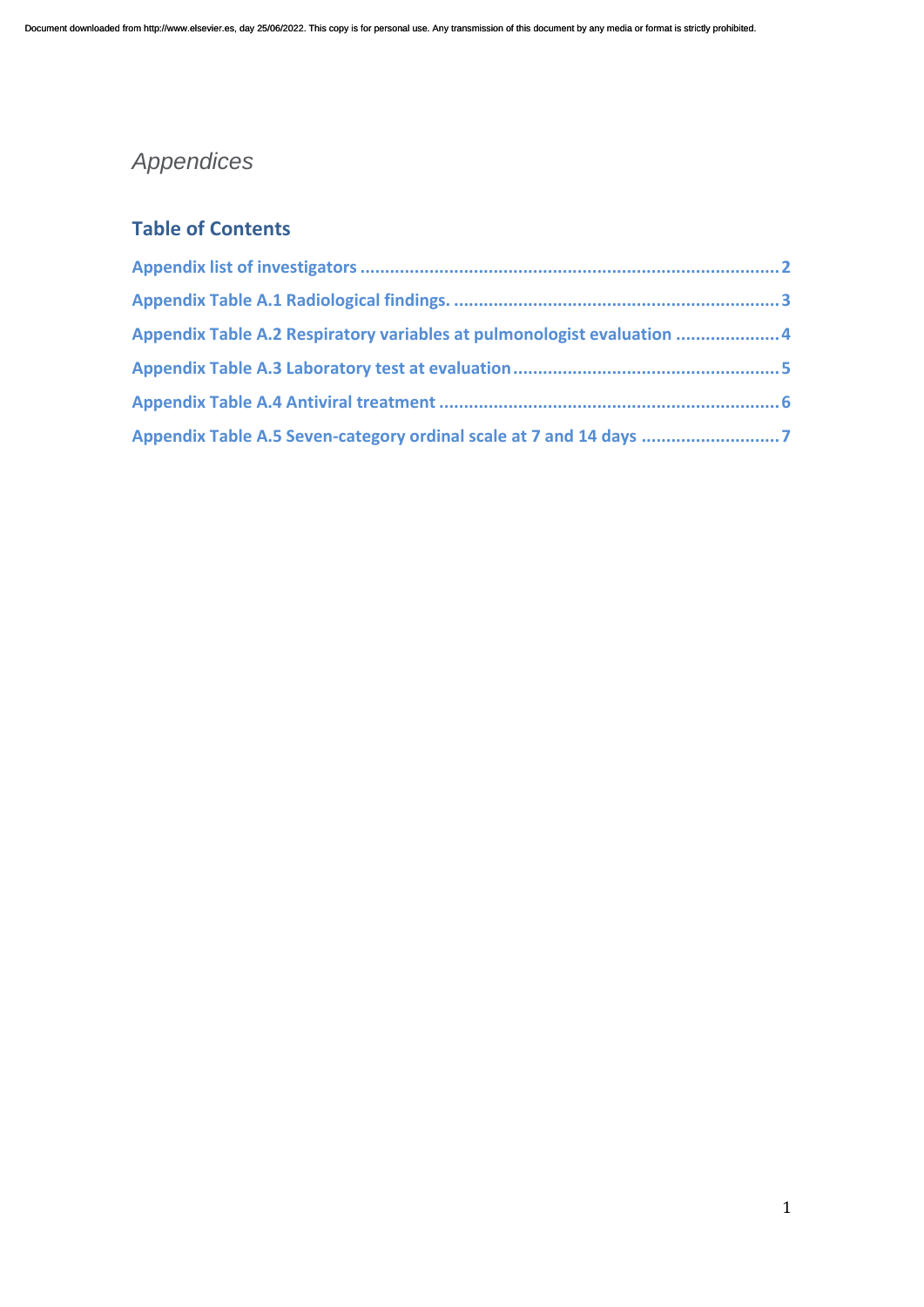*Appendices*

## Table of Contents

- Appendix list of investigators .................................................................................... 2
- Appendix Table A.1 Radiological findings. .................................................................. 3
- Appendix Table A.2 Respiratory variables at pulmonologist evaluation ..................... 4
- Appendix Table A.3 Laboratory test at evaluation ...................................................... 5
- Appendix Table A.4 Antiviral treatment ..................................................................... 6
- Appendix Table A.5 Seven-category ordinal scale at 7 and 14 days ............................ 7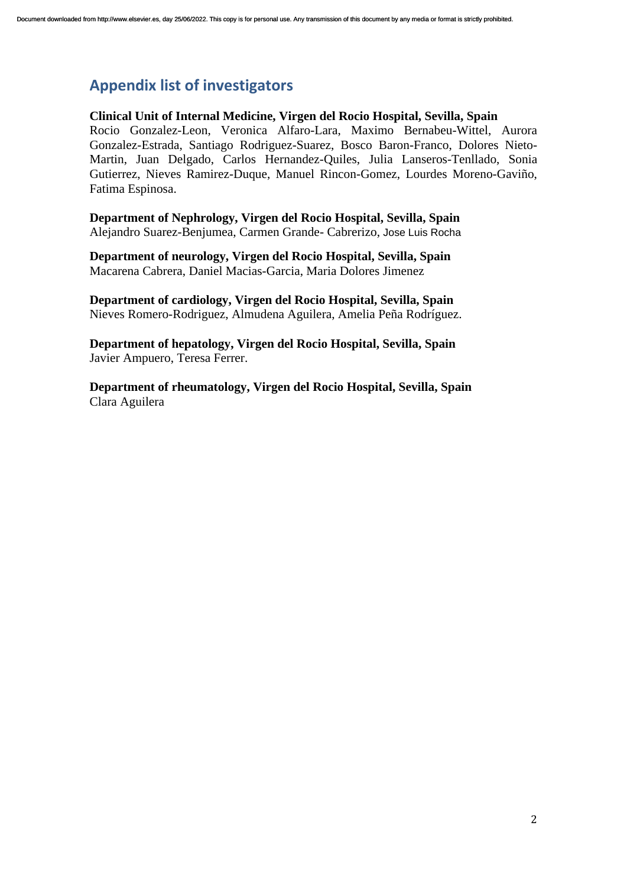## Appendix list of investigators

**Clinical Unit of Internal Medicine, Virgen del Rocio Hospital, Sevilla, Spain**
Rocio Gonzalez-Leon, Veronica Alfaro-Lara, Maximo Bernabeu-Wittel, Aurora Gonzalez-Estrada, Santiago Rodriguez-Suarez, Bosco Baron-Franco, Dolores Nieto-Martin, Juan Delgado, Carlos Hernandez-Quiles, Julia Lanseros-Tenllado, Sonia Gutierrez, Nieves Ramirez-Duque, Manuel Rincon-Gomez, Lourdes Moreno-Gaviño, Fatima Espinosa.

**Department of Nephrology, Virgen del Rocio Hospital, Sevilla, Spain**
Alejandro Suarez-Benjumea, Carmen Grande- Cabrerizo, Jose Luis Rocha

**Department of neurology, Virgen del Rocio Hospital, Sevilla, Spain**
Macarena Cabrera, Daniel Macias-Garcia, Maria Dolores Jimenez

**Department of cardiology, Virgen del Rocio Hospital, Sevilla, Spain**
Nieves Romero-Rodriguez, Almudena Aguilera, Amelia Peña Rodríguez.

**Department of hepatology, Virgen del Rocio Hospital, Sevilla, Spain**
Javier Ampuero, Teresa Ferrer.

**Department of rheumatology, Virgen del Rocio Hospital, Sevilla, Spain**
Clara Aguilera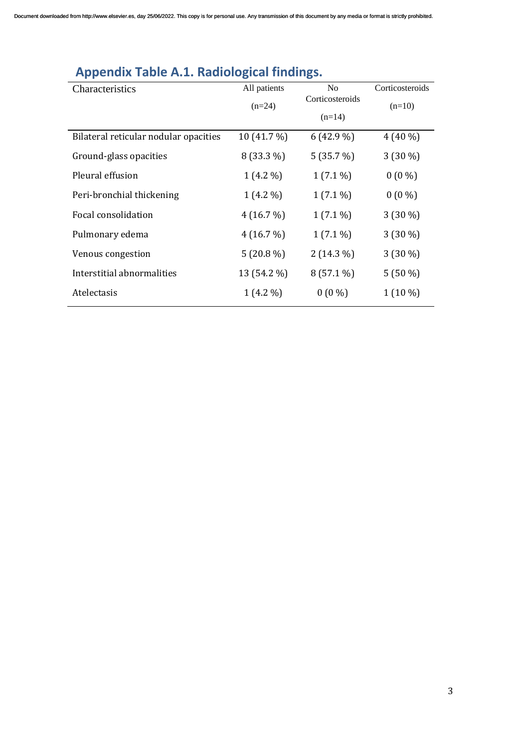## Appendix Table A.1. Radiological findings.

| Characteristics | All patients (n=24) | No Corticosteroids (n=14) | Corticosteroids (n=10) |
|---|---|---|---|
| Bilateral reticular nodular opacities | 10 (41.7 %) | 6 (42.9 %) | 4 (40 %) |
| Ground-glass opacities | 8 (33.3 %) | 5 (35.7 %) | 3 (30 %) |
| Pleural effusion | 1 (4.2 %) | 1 (7.1 %) | 0 (0 %) |
| Peri-bronchial thickening | 1 (4.2 %) | 1 (7.1 %) | 0 (0 %) |
| Focal consolidation | 4 (16.7 %) | 1 (7.1 %) | 3 (30 %) |
| Pulmonary edema | 4 (16.7 %) | 1 (7.1 %) | 3 (30 %) |
| Venous congestion | 5 (20.8 %) | 2 (14.3 %) | 3 (30 %) |
| Interstitial abnormalities | 13 (54.2 %) | 8 (57.1 %) | 5 (50 %) |
| Atelectasis | 1 (4.2 %) | 0 (0 %) | 1 (10 %) |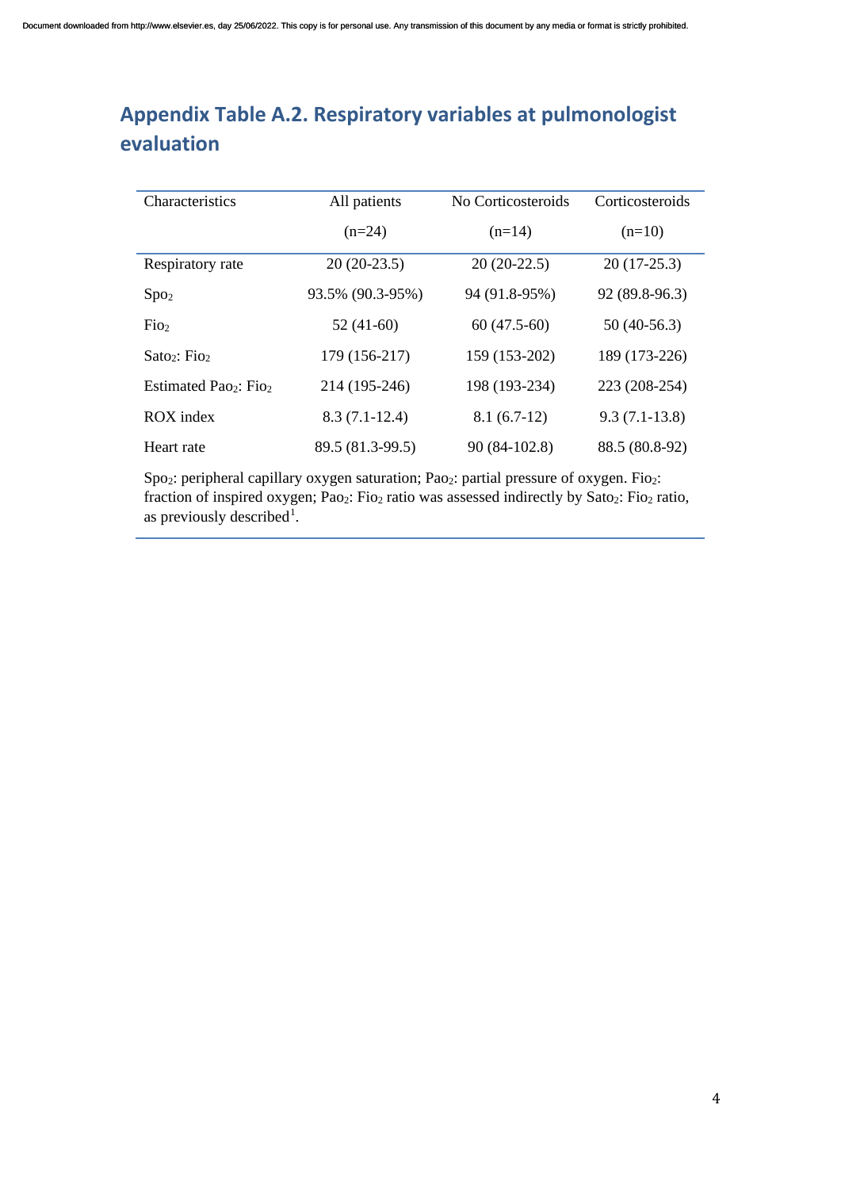## Appendix Table A.2. Respiratory variables at pulmonologist evaluation

| Characteristics | All patients (n=24) | No Corticosteroids (n=14) | Corticosteroids (n=10) |
|---|---|---|---|
| Respiratory rate | 20 (20-23.5) | 20 (20-22.5) | 20 (17-25.3) |
| $Spo_2$ | 93.5% (90.3-95%) | 94 (91.8-95%) | 92 (89.8-96.3) |
| $Fio_2$ | 52 (41-60) | 60 (47.5-60) | 50 (40-56.3) |
| $Sato_2$: $Fio_2$ | 179 (156-217) | 159 (153-202) | 189 (173-226) |
| Estimated $Pao_2$: $Fio_2$ | 214 (195-246) | 198 (193-234) | 223 (208-254) |
| ROX index | 8.3 (7.1-12.4) | 8.1 (6.7-12) | 9.3 (7.1-13.8) |
| Heart rate | 89.5 (81.3-99.5) | 90 (84-102.8) | 88.5 (80.8-92) |

$Spo_2$: peripheral capillary oxygen saturation; $Pao_2$: partial pressure of oxygen. $Fio_2$: fraction of inspired oxygen; $Pao_2$: $Fio_2$ ratio was assessed indirectly by $Sato_2$: $Fio_2$ ratio, as previously described[1].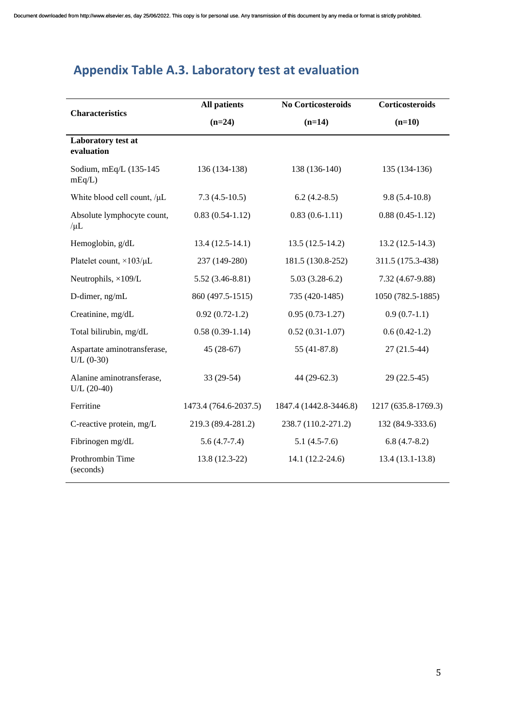## Appendix Table A.3. Laboratory test at evaluation

| Characteristics | All patients (n=24) | No Corticosteroids (n=14) | Corticosteroids (n=10) |
|---|---|---|---|
| **Laboratory test at evaluation** | | | |
| Sodium, mEq/L (135-145 mEq/L) | 136 (134-138) | 138 (136-140) | 135 (134-136) |
| White blood cell count, /µL | 7.3 (4.5-10.5) | 6.2 (4.2-8.5) | 9.8 (5.4-10.8) |
| Absolute lymphocyte count, /µL | 0.83 (0.54-1.12) | 0.83 (0.6-1.11) | 0.88 (0.45-1.12) |
| Hemoglobin, g/dL | 13.4 (12.5-14.1) | 13.5 (12.5-14.2) | 13.2 (12.5-14.3) |
| Platelet count, ×103/µL | 237 (149-280) | 181.5 (130.8-252) | 311.5 (175.3-438) |
| Neutrophils, ×109/L | 5.52 (3.46-8.81) | 5.03 (3.28-6.2) | 7.32 (4.67-9.88) |
| D-dimer, ng/mL | 860 (497.5-1515) | 735 (420-1485) | 1050 (782.5-1885) |
| Creatinine, mg/dL | 0.92 (0.72-1.2) | 0.95 (0.73-1.27) | 0.9 (0.7-1.1) |
| Total bilirubin, mg/dL | 0.58 (0.39-1.14) | 0.52 (0.31-1.07) | 0.6 (0.42-1.2) |
| Aspartate aminotransferase, U/L (0-30) | 45 (28-67) | 55 (41-87.8) | 27 (21.5-44) |
| Alanine aminotransferase, U/L (20-40) | 33 (29-54) | 44 (29-62.3) | 29 (22.5-45) |
| Ferritine | 1473.4 (764.6-2037.5) | 1847.4 (1442.8-3446.8) | 1217 (635.8-1769.3) |
| C-reactive protein, mg/L | 219.3 (89.4-281.2) | 238.7 (110.2-271.2) | 132 (84.9-333.6) |
| Fibrinogen mg/dL | 5.6 (4.7-7.4) | 5.1 (4.5-7.6) | 6.8 (4.7-8.2) |
| Prothrombin Time (seconds) | 13.8 (12.3-22) | 14.1 (12.2-24.6) | 13.4 (13.1-13.8) |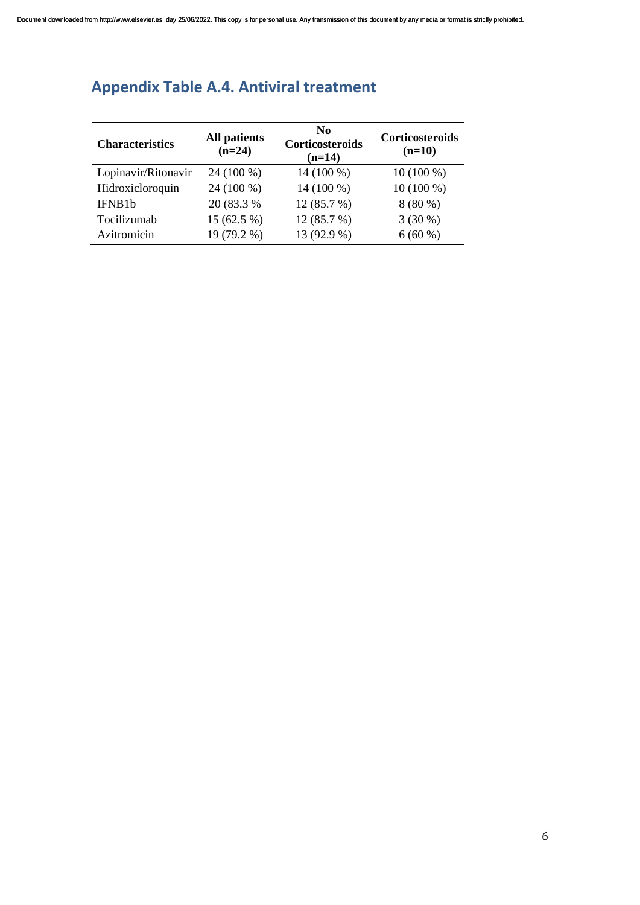## Appendix Table A.4. Antiviral treatment

| Characteristics | All patients (n=24) | No Corticosteroids (n=14) | Corticosteroids (n=10) |
|---|---|---|---|
| Lopinavir/Ritonavir | 24 (100 %) | 14 (100 %) | 10 (100 %) |
| Hidroxicloroquin | 24 (100 %) | 14 (100 %) | 10 (100 %) |
| IFNB1b | 20 (83.3 % | 12 (85.7 %) | 8 (80 %) |
| Tocilizumab | 15 (62.5 %) | 12 (85.7 %) | 3 (30 %) |
| Azitromicin | 19 (79.2 %) | 13 (92.9 %) | 6 (60 %) |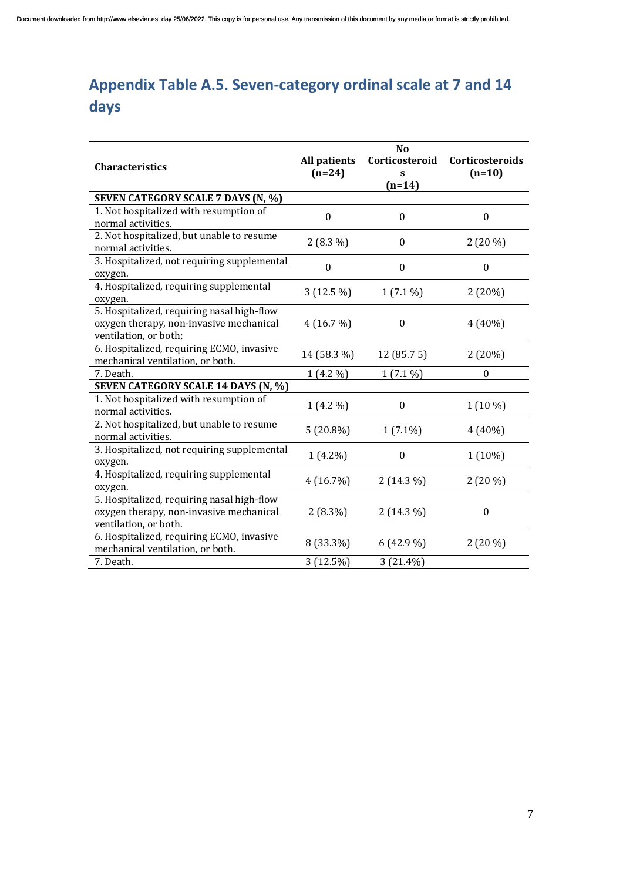## Appendix Table A.5. Seven-category ordinal scale at 7 and 14 days

| Characteristics | All patients (n=24) | No Corticosteroids (n=14) | Corticosteroids (n=10) |
|---|---|---|---|
| **SEVEN CATEGORY SCALE 7 DAYS (N, %)** | | | |
| 1. Not hospitalized with resumption of normal activities. | 0 | 0 | 0 |
| 2. Not hospitalized, but unable to resume normal activities. | 2 (8.3 %) | 0 | 2 (20 %) |
| 3. Hospitalized, not requiring supplemental oxygen. | 0 | 0 | 0 |
| 4. Hospitalized, requiring supplemental oxygen. | 3 (12.5 %) | 1 (7.1 %) | 2 (20%) |
| 5. Hospitalized, requiring nasal high-flow oxygen therapy, non-invasive mechanical ventilation, or both; | 4 (16.7 %) | 0 | 4 (40%) |
| 6. Hospitalized, requiring ECMO, invasive mechanical ventilation, or both. | 14 (58.3 %) | 12 (85.7 5) | 2 (20%) |
| 7. Death. | 1 (4.2 %) | 1 (7.1 %) | 0 |
| **SEVEN CATEGORY SCALE 14 DAYS (N, %)** | | | |
| 1. Not hospitalized with resumption of normal activities. | 1 (4.2 %) | 0 | 1 (10 %) |
| 2. Not hospitalized, but unable to resume normal activities. | 5 (20.8%) | 1 (7.1%) | 4 (40%) |
| 3. Hospitalized, not requiring supplemental oxygen. | 1 (4.2%) | 0 | 1 (10%) |
| 4. Hospitalized, requiring supplemental oxygen. | 4 (16.7%) | 2 (14.3 %) | 2 (20 %) |
| 5. Hospitalized, requiring nasal high-flow oxygen therapy, non-invasive mechanical ventilation, or both. | 2 (8.3%) | 2 (14.3 %) | 0 |
| 6. Hospitalized, requiring ECMO, invasive mechanical ventilation, or both. | 8 (33.3%) | 6 (42.9 %) | 2 (20 %) |
| 7. Death. | 3 (12.5%) | 3 (21.4%) | |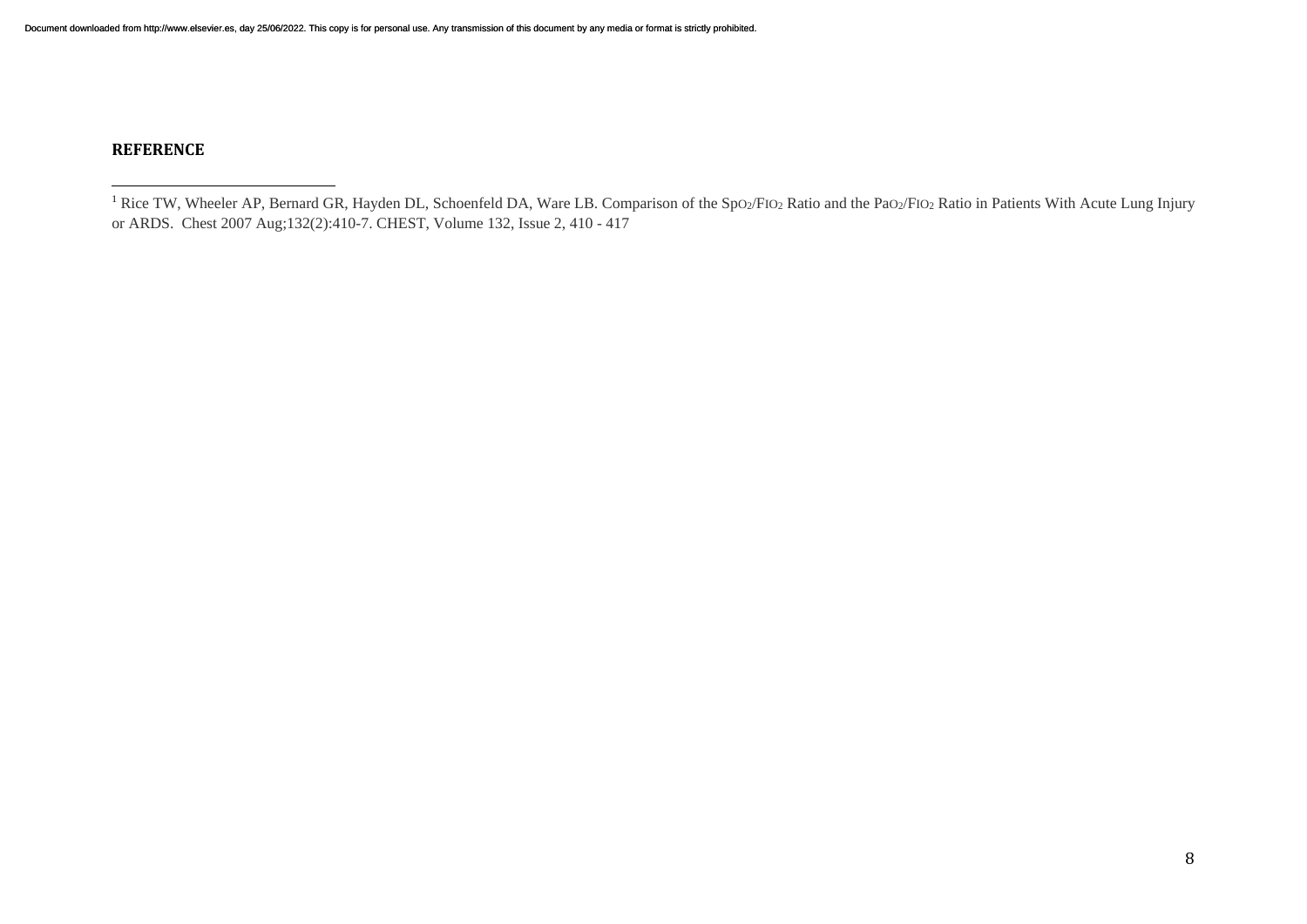**REFERENCE**

---

[1] Rice TW, Wheeler AP, Bernard GR, Hayden DL, Schoenfeld DA, Ware LB. Comparison of the $SpO_2/FIO_2$ Ratio and the $PaO_2/FIO_2$ Ratio in Patients With Acute Lung Injury or ARDS. Chest 2007 Aug;132(2):410-7. CHEST, Volume 132, Issue 2, 410 - 417